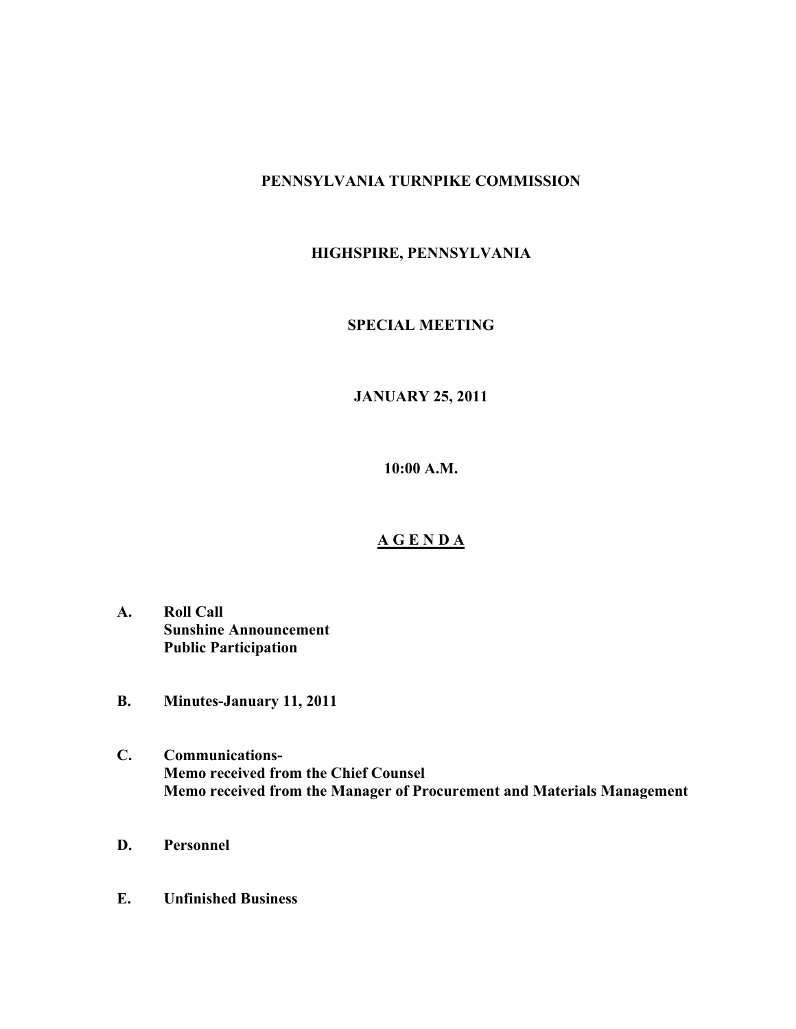# PENNSYLVANIA TURNPIKE COMMISSION

## HIGHSPIRE, PENNSYLVANIA

## SPECIAL MEETING

## JANUARY 25, 2011

## 10:00 A.M.

## A G E N D A

**A. Roll Call**
**Sunshine Announcement**
**Public Participation**

**B. Minutes-January 11, 2011**

**C. Communications-**
**Memo received from the Chief Counsel**
**Memo received from the Manager of Procurement and Materials Management**

**D. Personnel**

**E. Unfinished Business**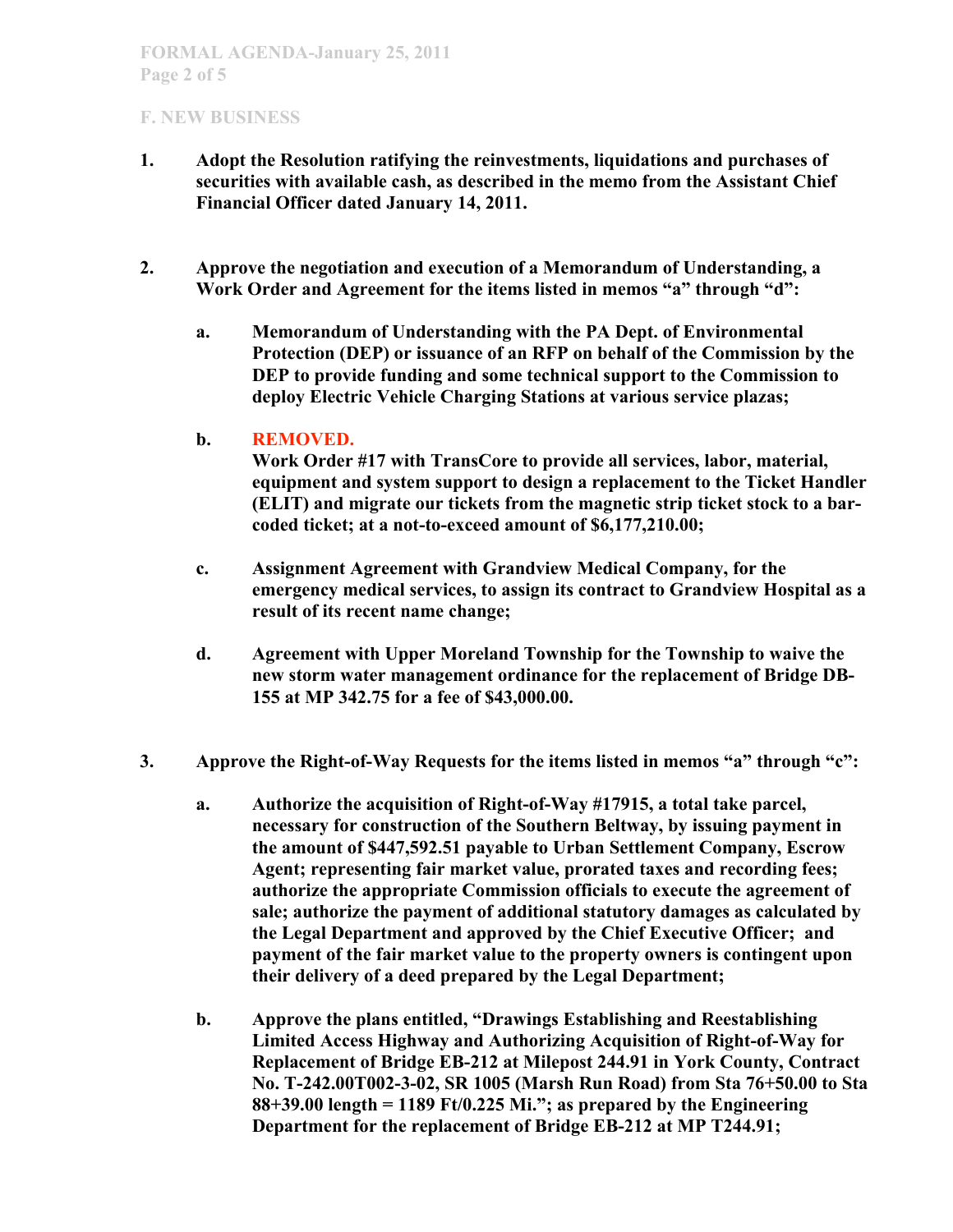## F. NEW BUSINESS

1. **Adopt the Resolution ratifying the reinvestments, liquidations and purchases of securities with available cash, as described in the memo from the Assistant Chief Financial Officer dated January 14, 2011.**

2. **Approve the negotiation and execution of a Memorandum of Understanding, a Work Order and Agreement for the items listed in memos "a" through "d":**

   a. **Memorandum of Understanding with the PA Dept. of Environmental Protection (DEP) or issuance of an RFP on behalf of the Commission by the DEP to provide funding and some technical support to the Commission to deploy Electric Vehicle Charging Stations at various service plazas;**

   b. **REMOVED.**
   **Work Order #17 with TransCore to provide all services, labor, material, equipment and system support to design a replacement to the Ticket Handler (ELIT) and migrate our tickets from the magnetic strip ticket stock to a bar-coded ticket; at a not-to-exceed amount of $6,177,210.00;**

   c. **Assignment Agreement with Grandview Medical Company, for the emergency medical services, to assign its contract to Grandview Hospital as a result of its recent name change;**

   d. **Agreement with Upper Moreland Township for the Township to waive the new storm water management ordinance for the replacement of Bridge DB-155 at MP 342.75 for a fee of $43,000.00.**

3. **Approve the Right-of-Way Requests for the items listed in memos "a" through "c":**

   a. **Authorize the acquisition of Right-of-Way #17915, a total take parcel, necessary for construction of the Southern Beltway, by issuing payment in the amount of $447,592.51 payable to Urban Settlement Company, Escrow Agent; representing fair market value, prorated taxes and recording fees; authorize the appropriate Commission officials to execute the agreement of sale; authorize the payment of additional statutory damages as calculated by the Legal Department and approved by the Chief Executive Officer; and payment of the fair market value to the property owners is contingent upon their delivery of a deed prepared by the Legal Department;**

   b. **Approve the plans entitled, "Drawings Establishing and Reestablishing Limited Access Highway and Authorizing Acquisition of Right-of-Way for Replacement of Bridge EB-212 at Milepost 244.91 in York County, Contract No. T-242.00T002-3-02, SR 1005 (Marsh Run Road) from Sta 76+50.00 to Sta 88+39.00 length = 1189 Ft/0.225 Mi."; as prepared by the Engineering Department for the replacement of Bridge EB-212 at MP T244.91;**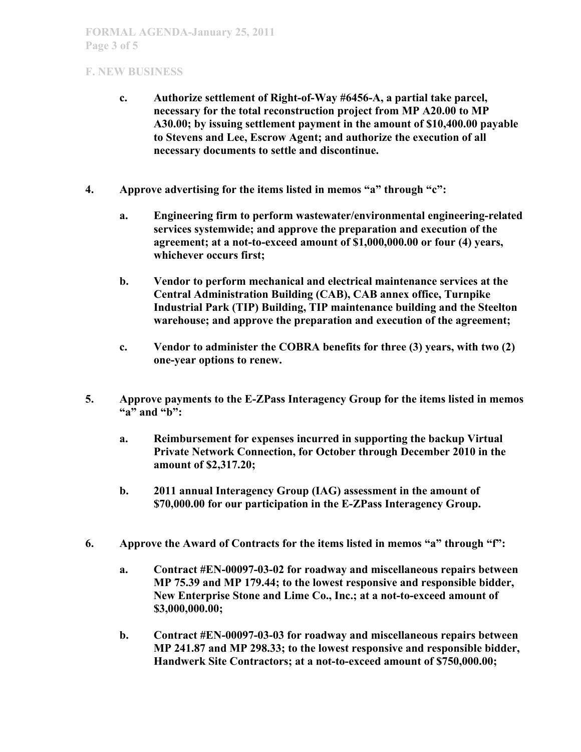## F. NEW BUSINESS

c. **Authorize settlement of Right-of-Way #6456-A, a partial take parcel, necessary for the total reconstruction project from MP A20.00 to MP A30.00; by issuing settlement payment in the amount of $10,400.00 payable to Stevens and Lee, Escrow Agent; and authorize the execution of all necessary documents to settle and discontinue.**

4. **Approve advertising for the items listed in memos "a" through "c":**

   a. **Engineering firm to perform wastewater/environmental engineering-related services systemwide; and approve the preparation and execution of the agreement; at a not-to-exceed amount of $1,000,000.00 or four (4) years, whichever occurs first;**

   b. **Vendor to perform mechanical and electrical maintenance services at the Central Administration Building (CAB), CAB annex office, Turnpike Industrial Park (TIP) Building, TIP maintenance building and the Steelton warehouse; and approve the preparation and execution of the agreement;**

   c. **Vendor to administer the COBRA benefits for three (3) years, with two (2) one-year options to renew.**

5. **Approve payments to the E-ZPass Interagency Group for the items listed in memos "a" and "b":**

   a. **Reimbursement for expenses incurred in supporting the backup Virtual Private Network Connection, for October through December 2010 in the amount of $2,317.20;**

   b. **2011 annual Interagency Group (IAG) assessment in the amount of $70,000.00 for our participation in the E-ZPass Interagency Group.**

6. **Approve the Award of Contracts for the items listed in memos "a" through "f":**

   a. **Contract #EN-00097-03-02 for roadway and miscellaneous repairs between MP 75.39 and MP 179.44; to the lowest responsive and responsible bidder, New Enterprise Stone and Lime Co., Inc.; at a not-to-exceed amount of $3,000,000.00;**

   b. **Contract #EN-00097-03-03 for roadway and miscellaneous repairs between MP 241.87 and MP 298.33; to the lowest responsive and responsible bidder, Handwerk Site Contractors; at a not-to-exceed amount of $750,000.00;**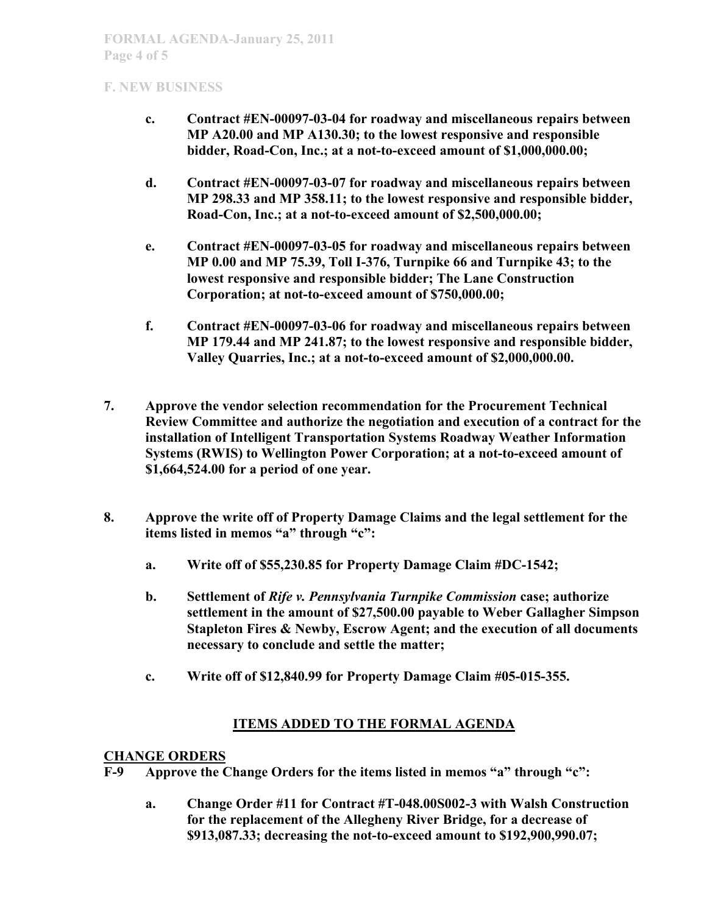**F. NEW BUSINESS**

- **c. Contract #EN-00097-03-04 for roadway and miscellaneous repairs between MP A20.00 and MP A130.30; to the lowest responsive and responsible bidder, Road-Con, Inc.; at a not-to-exceed amount of $1,000,000.00;**

- **d. Contract #EN-00097-03-07 for roadway and miscellaneous repairs between MP 298.33 and MP 358.11; to the lowest responsive and responsible bidder, Road-Con, Inc.; at a not-to-exceed amount of $2,500,000.00;**

- **e. Contract #EN-00097-03-05 for roadway and miscellaneous repairs between MP 0.00 and MP 75.39, Toll I-376, Turnpike 66 and Turnpike 43; to the lowest responsive and responsible bidder; The Lane Construction Corporation; at not-to-exceed amount of $750,000.00;**

- **f. Contract #EN-00097-03-06 for roadway and miscellaneous repairs between MP 179.44 and MP 241.87; to the lowest responsive and responsible bidder, Valley Quarries, Inc.; at a not-to-exceed amount of $2,000,000.00.**

**7. Approve the vendor selection recommendation for the Procurement Technical Review Committee and authorize the negotiation and execution of a contract for the installation of Intelligent Transportation Systems Roadway Weather Information Systems (RWIS) to Wellington Power Corporation; at a not-to-exceed amount of $1,664,524.00 for a period of one year.**

**8. Approve the write off of Property Damage Claims and the legal settlement for the items listed in memos "a" through "c":**

- **a. Write off of $55,230.85 for Property Damage Claim #DC-1542;**

- **b. Settlement of *Rife v. Pennsylvania Turnpike Commission* case; authorize settlement in the amount of $27,500.00 payable to Weber Gallagher Simpson Stapleton Fires & Newby, Escrow Agent; and the execution of all documents necessary to conclude and settle the matter;**

- **c. Write off of $12,840.99 for Property Damage Claim #05-015-355.**

## ITEMS ADDED TO THE FORMAL AGENDA

### CHANGE ORDERS

**F-9 Approve the Change Orders for the items listed in memos "a" through "c":**

- **a. Change Order #11 for Contract #T-048.00S002-3 with Walsh Construction for the replacement of the Allegheny River Bridge, for a decrease of $913,087.33; decreasing the not-to-exceed amount to $192,900,990.07;**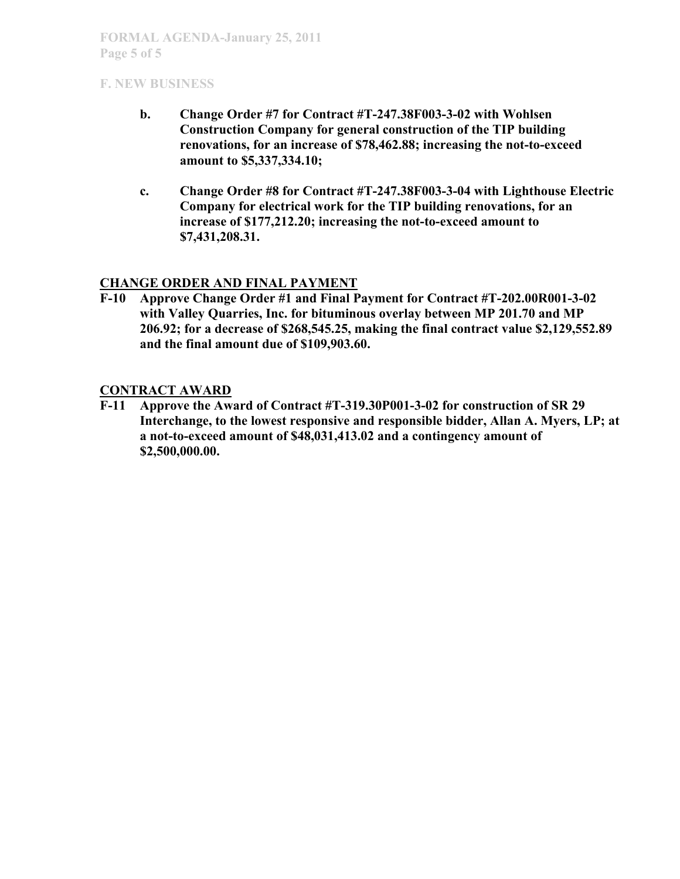## F. NEW BUSINESS

- **b. Change Order #7 for Contract #T-247.38F003-3-02 with Wohlsen Construction Company for general construction of the TIP building renovations, for an increase of $78,462.88; increasing the not-to-exceed amount to $5,337,334.10;**

- **c. Change Order #8 for Contract #T-247.38F003-3-04 with Lighthouse Electric Company for electrical work for the TIP building renovations, for an increase of $177,212.20; increasing the not-to-exceed amount to $7,431,208.31.**

### CHANGE ORDER AND FINAL PAYMENT

**F-10 Approve Change Order #1 and Final Payment for Contract #T-202.00R001-3-02 with Valley Quarries, Inc. for bituminous overlay between MP 201.70 and MP 206.92; for a decrease of $268,545.25, making the final contract value $2,129,552.89 and the final amount due of $109,903.60.**

### CONTRACT AWARD

**F-11 Approve the Award of Contract #T-319.30P001-3-02 for construction of SR 29 Interchange, to the lowest responsive and responsible bidder, Allan A. Myers, LP; at a not-to-exceed amount of $48,031,413.02 and a contingency amount of $2,500,000.00.**